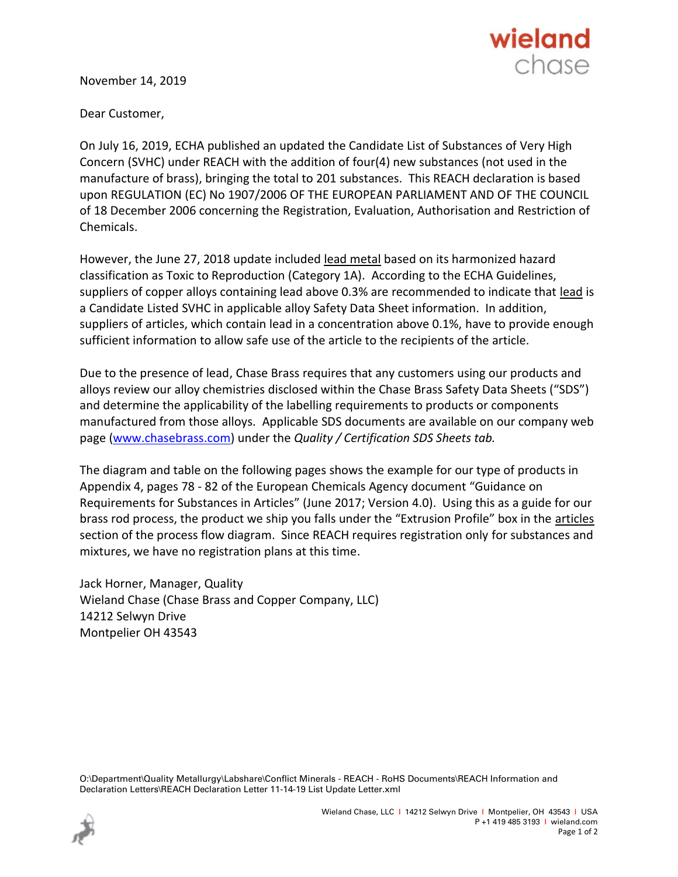November 14, 2019

Dear Customer,

On July 16, 2019, ECHA published an updated the Candidate List of Substances of Very High Concern (SVHC) under REACH with the addition of four(4) new substances (not used in the manufacture of brass), bringing the total to 201 substances. This REACH declaration is based upon REGULATION (EC) No 1907/2006 OF THE EUROPEAN PARLIAMENT AND OF THE COUNCIL of 18 December 2006 concerning the Registration, Evaluation, Authorisation and Restriction of Chemicals.

However, the June 27, 2018 update included lead metal based on its harmonized hazard classification as Toxic to Reproduction (Category 1A). According to the ECHA Guidelines, suppliers of copper alloys containing lead above 0.3% are recommended to indicate that lead is a Candidate Listed SVHC in applicable alloy Safety Data Sheet information. In addition, suppliers of articles, which contain lead in a concentration above 0.1%, have to provide enough sufficient information to allow safe use of the article to the recipients of the article.

Due to the presence of lead, Chase Brass requires that any customers using our products and alloys review our alloy chemistries disclosed within the Chase Brass Safety Data Sheets ("SDS") and determine the applicability of the labelling requirements to products or components manufactured from those alloys. Applicable SDS documents are available on our company web page (www.chasebrass.com) under the *Quality / Certification SDS Sheets tab.*

The diagram and table on the following pages shows the example for our type of products in Appendix 4, pages 78 - 82 of the European Chemicals Agency document "Guidance on Requirements for Substances in Articles" (June 2017; Version 4.0). Using this as a guide for our brass rod process, the product we ship you falls under the "Extrusion Profile" box in the articles section of the process flow diagram. Since REACH requires registration only for substances and mixtures, we have no registration plans at this time.

Jack Horner, Manager, Quality
Wieland Chase (Chase Brass and Copper Company, LLC)
14212 Selwyn Drive
Montpelier OH 43543

O:\Department\Quality Metallurgy\Labshare\Conflict Minerals - REACH - RoHS Documents\REACH Information and Declaration Letters\REACH Declaration Letter 11-14-19 List Update Letter.xml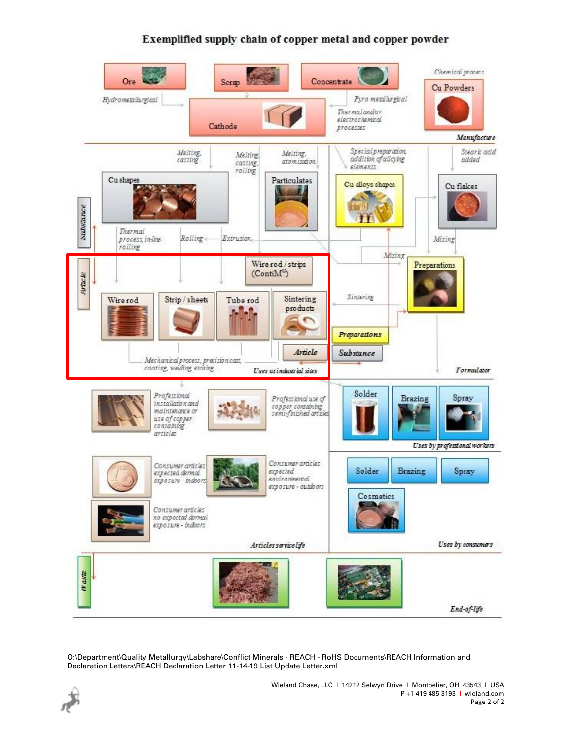# Exemplified supply chain of copper metal and copper powder

Ore

Scrap

Concentrate

Chemical process

Cu Powders

Hydrometallurgical

Cathode

Pyro metallurgical

Thermal and/or electrochemical processes

*Manufacture*

Melting, casting

Melting, casting, rolling

Melting, atomisation

Special preparation, addition of alloying elements

Stearic acid added

Cu shapes

Particulates

Cu alloys shapes

Cu flakes

Substance

Thermal process, in-line rolling

Rolling

Extrusion

Mixing

Mixing

Preparations

Article

Wire rod / strips (ContiM®)

Wire rod

Strip / sheets

Tube rod

Sintering products

Sintering

Preparations

Article

Substance

Mechanical process, precision cast, coating, welding, etching...

*Uses at industrial sites*

*Formulator*

Professional installation and maintenance or use of copper containing articles

Professional use of copper containing semi-finished articles

Solder

Brazing

Spray

*Uses by professional workers*

Consumer articles expected dermal exposure - indoors

Consumer articles expected environmental exposure - outdoors

Consumer articles no expected dermal exposure - indoors

Solder

Brazing

Spray

Cosmetics

*Articles service life*

*Uses by consumers*

Waste

*End-of-life*

O:\Department\Quality Metallurgy\Labshare\Conflict Minerals - REACH - RoHS Documents\REACH Information and Declaration Letters\REACH Declaration Letter 11-14-19 List Update Letter.xml

Wieland Chase, LLC | 14212 Selwyn Drive | Montpelier, OH 43543 | USA
P +1 419 485 3193 | wieland.com